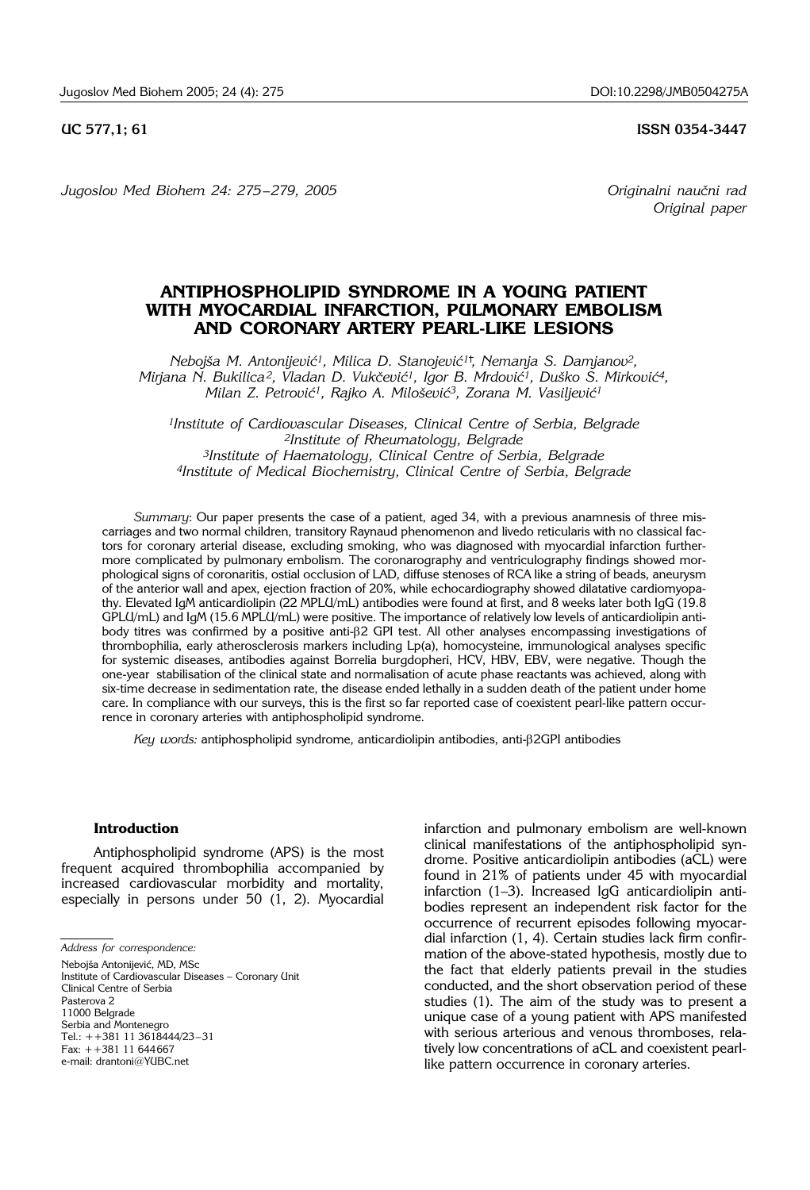UC 577,1; 61 **ISSN 0354-3447**

*Jugoslov Med Biohem 24: 275–279, 2005*

*Originalni naučni rad*
*Original paper*

# ANTIPHOSPHOLIPID SYNDROME IN A YOUNG PATIENT WITH MYOCARDIAL INFARCTION, PULMONARY EMBOLISM AND CORONARY ARTERY PEARL-LIKE LESIONS

*Nebojša M. Antonijević[1], Milica D. Stanojević[1†], Nemanja S. Damjanov[2], Mirjana N. Bukilica[2], Vladan D. Vukčević[1], Igor B. Mrdović[1], Duško S. Mirković[4], Milan Z. Petrović[1], Rajko A. Milošević[3], Zorana M. Vasiljević[1]*

*[1]Institute of Cardiovascular Diseases, Clinical Centre of Serbia, Belgrade*
*[2]Institute of Rheumatology, Belgrade*
*[3]Institute of Haematology, Clinical Centre of Serbia, Belgrade*
*[4]Institute of Medical Biochemistry, Clinical Centre of Serbia, Belgrade*

*Summary*: Our paper presents the case of a patient, aged 34, with a previous anamnesis of three miscarriages and two normal children, transitory Raynaud phenomenon and livedo reticularis with no classical factors for coronary arterial disease, excluding smoking, who was diagnosed with myocardial infarction furthermore complicated by pulmonary embolism. The coronarography and ventriculography findings showed morphological signs of coronaritis, ostial occlusion of LAD, diffuse stenoses of RCA like a string of beads, aneurysm of the anterior wall and apex, ejection fraction of 20%, while echocardiography showed dilatative cardiomyopathy. Elevated IgM anticardiolipin (22 MPLU/mL) antibodies were found at first, and 8 weeks later both IgG (19.8 GPLU/mL) and IgM (15.6 MPLU/mL) were positive. The importance of relatively low levels of anticardiolipin antibody titres was confirmed by a positive anti-β2 GPI test. All other analyses encompassing investigations of thrombophilia, early atherosclerosis markers including Lp(a), homocysteine, immunological analyses specific for systemic diseases, antibodies against Borrelia burgdopheri, HCV, HBV, EBV, were negative. Though the one-year stabilisation of the clinical state and normalisation of acute phase reactants was achieved, along with six-time decrease in sedimentation rate, the disease ended lethally in a sudden death of the patient under home care. In compliance with our surveys, this is the first so far reported case of coexistent pearl-like pattern occurrence in coronary arteries with antiphospholipid syndrome.

*Key words:* antiphospholipid syndrome, anticardiolipin antibodies, anti-β2GPI antibodies

## Introduction

Antiphospholipid syndrome (APS) is the most frequent acquired thrombophilia accompanied by increased cardiovascular morbidity and mortality, especially in persons under 50 (1, 2). Myocardial infarction and pulmonary embolism are well-known clinical manifestations of the antiphospholipid syndrome. Positive anticardiolipin antibodies (aCL) were found in 21% of patients under 45 with myocardial infarction (1–3). Increased IgG anticardiolipin antibodies represent an independent risk factor for the occurrence of recurrent episodes following myocardial infarction (1, 4). Certain studies lack firm confirmation of the above-stated hypothesis, mostly due to the fact that elderly patients prevail in the studies conducted, and the short observation period of these studies (1). The aim of the study was to present a unique case of a young patient with APS manifested with serious arterious and venous thromboses, relatively low concentrations of aCL and coexistent pearl-like pattern occurrence in coronary arteries.

*Address for correspondence:*

Nebojša Antonijević, MD, MSc
Institute of Cardiovascular Diseases – Coronary Unit
Clinical Centre of Serbia
Pasterova 2
11000 Belgrade
Serbia and Montenegro
Tel.: ++381 11 3618444/23–31
Fax: ++381 11 644667
e-mail: drantoni@YUBC.net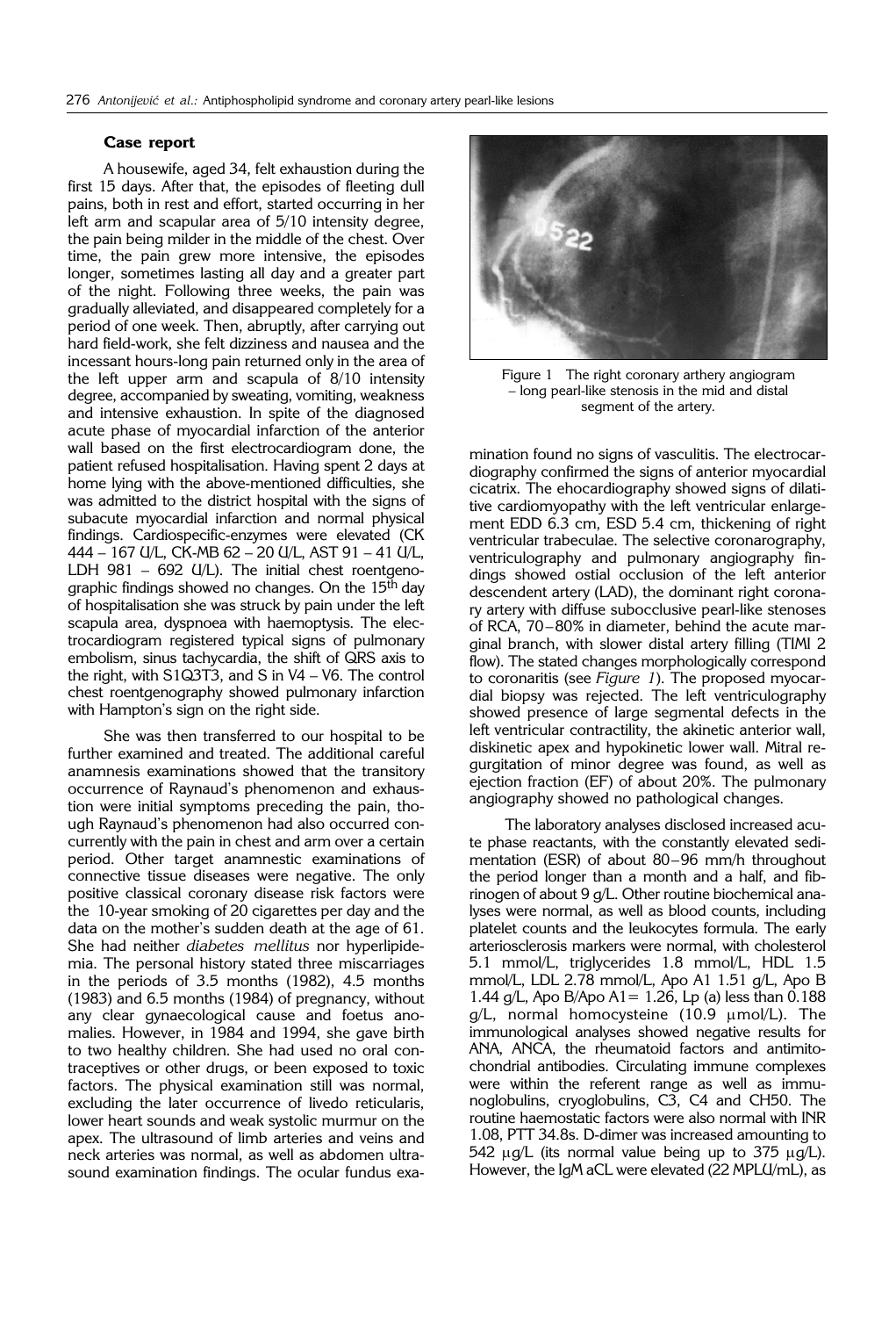## Case report

A housewife, aged 34, felt exhaustion during the first 15 days. After that, the episodes of fleeting dull pains, both in rest and effort, started occurring in her left arm and scapular area of 5/10 intensity degree, the pain being milder in the middle of the chest. Over time, the pain grew more intensive, the episodes longer, sometimes lasting all day and a greater part of the night. Following three weeks, the pain was gradually alleviated, and disappeared completely for a period of one week. Then, abruptly, after carrying out hard field-work, she felt dizziness and nausea and the incessant hours-long pain returned only in the area of the left upper arm and scapula of 8/10 intensity degree, accompanied by sweating, vomiting, weakness and intensive exhaustion. In spite of the diagnosed acute phase of myocardial infarction of the anterior wall based on the first electrocardiogram done, the patient refused hospitalisation. Having spent 2 days at home lying with the above-mentioned difficulties, she was admitted to the district hospital with the signs of subacute myocardial infarction and normal physical findings. Cardiospecific-enzymes were elevated (CK 444 – 167 U/L, CK-MB 62 – 20 U/L, AST 91 – 41 U/L, LDH 981 – 692 U/L). The initial chest roentgenographic findings showed no changes. On the 15[th] day of hospitalisation she was struck by pain under the left scapula area, dyspnoea with haemoptysis. The electrocardiogram registered typical signs of pulmonary embolism, sinus tachycardia, the shift of QRS axis to the right, with S1Q3T3, and S in V4 – V6. The control chest roentgenography showed pulmonary infarction with Hampton's sign on the right side.

She was then transferred to our hospital to be further examined and treated. The additional careful anamnesis examinations showed that the transitory occurrence of Raynaud's phenomenon and exhaustion were initial symptoms preceding the pain, though Raynaud's phenomenon had also occurred concurrently with the pain in chest and arm over a certain period. Other target anamnestic examinations of connective tissue diseases were negative. The only positive classical coronary disease risk factors were the 10-year smoking of 20 cigarettes per day and the data on the mother's sudden death at the age of 61. She had neither *diabetes mellitus* nor hyperlipidemia. The personal history stated three miscarriages in the periods of 3.5 months (1982), 4.5 months (1983) and 6.5 months (1984) of pregnancy, without any clear gynaecological cause and foetus anomalies. However, in 1984 and 1994, she gave birth to two healthy children. She had used no oral contraceptives or other drugs, or been exposed to toxic factors. The physical examination still was normal, excluding the later occurrence of livedo reticularis, lower heart sounds and weak systolic murmur on the apex. The ultrasound of limb arteries and veins and neck arteries was normal, as well as abdomen ultrasound examination findings. The ocular fundus examination found no signs of vasculitis. The electrocardiography confirmed the signs of anterior myocardial cicatrix. The ehocardiography showed signs of dilatitive cardiomyopathy with the left ventricular enlargement EDD 6.3 cm, ESD 5.4 cm, thickening of right ventricular trabeculae. The selective coronarography, ventriculography and pulmonary angiography findings showed ostial occlusion of the left anterior descendent artery (LAD), the dominant right coronary artery with diffuse subocclusive pearl-like stenoses of RCA, 70–80% in diameter, behind the acute marginal branch, with slower distal artery filling (TIMI 2 flow). The stated changes morphologically correspond to coronaritis (see *Figure 1*). The proposed myocardial biopsy was rejected. The left ventriculography showed presence of large segmental defects in the left ventricular contractility, the akinetic anterior wall, diskinetic apex and hypokinetic lower wall. Mitral regurgitation of minor degree was found, as well as ejection fraction (EF) of about 20%. The pulmonary angiography showed no pathological changes.

Figure 1 The right coronary arthery angiogram – long pearl-like stenosis in the mid and distal segment of the artery.

The laboratory analyses disclosed increased acute phase reactants, with the constantly elevated sedimentation (ESR) of about 80–96 mm/h throughout the period longer than a month and a half, and fibrinogen of about 9 g/L. Other routine biochemical analyses were normal, as well as blood counts, including platelet counts and the leukocytes formula. The early arteriosclerosis markers were normal, with cholesterol 5.1 mmol/L, triglycerides 1.8 mmol/L, HDL 1.5 mmol/L, LDL 2.78 mmol/L, Apo A1 1.51 g/L, Apo B 1.44 g/L, Apo B/Apo A1= 1.26, Lp (a) less than 0.188 g/L, normal homocysteine (10.9 μmol/L). The immunological analyses showed negative results for ANA, ANCA, the rheumatoid factors and antimitochondrial antibodies. Circulating immune complexes were within the referent range as well as immunoglobulins, cryoglobulins, C3, C4 and CH50. The routine haemostatic factors were also normal with INR 1.08, PTT 34.8s. D-dimer was increased amounting to 542 μg/L (its normal value being up to 375 μg/L). However, the IgM aCL were elevated (22 MPLU/mL), as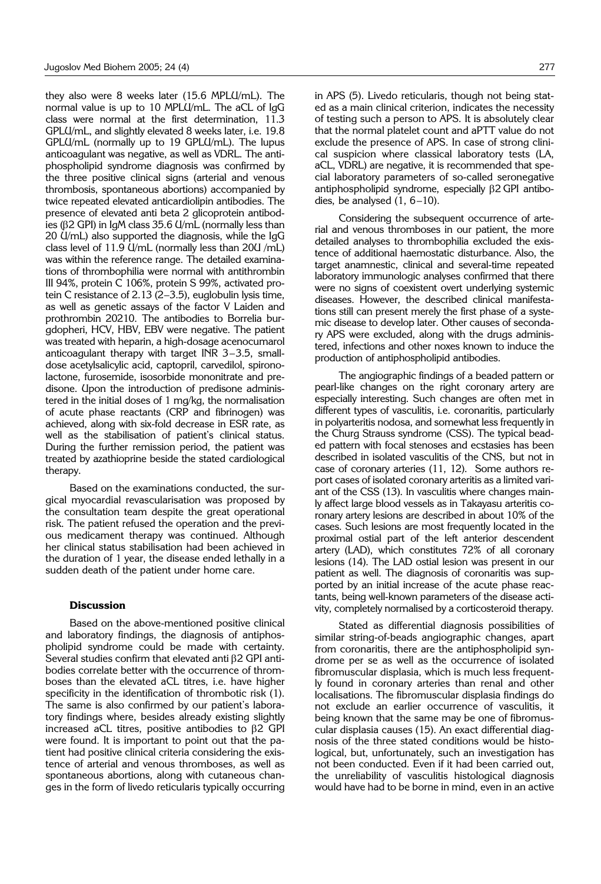they also were 8 weeks later (15.6 MPLU/mL). The normal value is up to 10 MPLU/mL. The aCL of IgG class were normal at the first determination, 11.3 GPLU/mL, and slightly elevated 8 weeks later, i.e. 19.8 GPLU/mL (normally up to 19 GPLU/mL). The lupus anticoagulant was negative, as well as VDRL. The antiphospholipid syndrome diagnosis was confirmed by the three positive clinical signs (arterial and venous thrombosis, spontaneous abortions) accompanied by twice repeated elevated anticardiolipin antibodies. The presence of elevated anti beta 2 glicoprotein antibodies (β2 GPI) in IgM class 35.6 U/mL (normally less than 20 U/mL) also supported the diagnosis, while the IgG class level of 11.9 U/mL (normally less than 20U /mL) was within the reference range. The detailed examinations of thrombophilia were normal with antithrombin III 94%, protein C 106%, protein S 99%, activated protein C resistance of 2.13 (2–3.5), euglobulin lysis time, as well as genetic assays of the factor V Laiden and prothrombin 20210. The antibodies to Borrelia burgdopheri, HCV, HBV, EBV were negative. The patient was treated with heparin, a high-dosage acenocumarol anticoagulant therapy with target INR 3–3.5, small-dose acetylsalicylic acid, captopril, carvedilol, spironolactone, furosemide, isosorbide mononitrate and predisone. Upon the introduction of predisone administered in the initial doses of 1 mg/kg, the normalisation of acute phase reactants (CRP and fibrinogen) was achieved, along with six-fold decrease in ESR rate, as well as the stabilisation of patient's clinical status. During the further remission period, the patient was treated by azathioprine beside the stated cardiological therapy.

Based on the examinations conducted, the surgical myocardial revascularisation was proposed by the consultation team despite the great operational risk. The patient refused the operation and the previous medicament therapy was continued. Although her clinical status stabilisation had been achieved in the duration of 1 year, the disease ended lethally in a sudden death of the patient under home care.

## Discussion

Based on the above-mentioned positive clinical and laboratory findings, the diagnosis of antiphospholipid syndrome could be made with certainty. Several studies confirm that elevated anti β2 GPI antibodies correlate better with the occurrence of thromboses than the elevated aCL titres, i.e. have higher specificity in the identification of thrombotic risk (1). The same is also confirmed by our patient's laboratory findings where, besides already existing slightly increased aCL titres, positive antibodies to β2 GPI were found. It is important to point out that the patient had positive clinical criteria considering the existence of arterial and venous thromboses, as well as spontaneous abortions, along with cutaneous changes in the form of livedo reticularis typically occurring in APS (5). Livedo reticularis, though not being stated as a main clinical criterion, indicates the necessity of testing such a person to APS. It is absolutely clear that the normal platelet count and aPTT value do not exclude the presence of APS. In case of strong clinical suspicion where classical laboratory tests (LA, aCL, VDRL) are negative, it is recommended that special laboratory parameters of so-called seronegative antiphospholipid syndrome, especially β2 GPI antibodies, be analysed (1, 6–10).

Considering the subsequent occurrence of arterial and venous thromboses in our patient, the more detailed analyses to thrombophilia excluded the existence of additional haemostatic disturbance. Also, the target anamnestic, clinical and several-time repeated laboratory immunologic analyses confirmed that there were no signs of coexistent overt underlying systemic diseases. However, the described clinical manifestations still can present merely the first phase of a systemic disease to develop later. Other causes of secondary APS were excluded, along with the drugs administered, infections and other noxes known to induce the production of antiphospholipid antibodies.

The angiographic findings of a beaded pattern or pearl-like changes on the right coronary artery are especially interesting. Such changes are often met in different types of vasculitis, i.e. coronaritis, particularly in polyarteritis nodosa, and somewhat less frequently in the Churg Strauss syndrome (CSS). The typical beaded pattern with focal stenoses and ecstasies has been described in isolated vasculitis of the CNS, but not in case of coronary arteries (11, 12). Some authors report cases of isolated coronary arteritis as a limited variant of the CSS (13). In vasculitis where changes mainly affect large blood vessels as in Takayasu arteritis coronary artery lesions are described in about 10% of the cases. Such lesions are most frequently located in the proximal ostial part of the left anterior descendent artery (LAD), which constitutes 72% of all coronary lesions (14). The LAD ostial lesion was present in our patient as well. The diagnosis of coronaritis was supported by an initial increase of the acute phase reactants, being well-known parameters of the disease activity, completely normalised by a corticosteroid therapy.

Stated as differential diagnosis possibilities of similar string-of-beads angiographic changes, apart from coronaritis, there are the antiphospholipid syndrome per se as well as the occurrence of isolated fibromuscular displasia, which is much less frequently found in coronary arteries than renal and other localisations. The fibromuscular displasia findings do not exclude an earlier occurrence of vasculitis, it being known that the same may be one of fibromuscular displasia causes (15). An exact differential diagnosis of the three stated conditions would be histological, but, unfortunately, such an investigation has not been conducted. Even if it had been carried out, the unreliability of vasculitis histological diagnosis would have had to be borne in mind, even in an active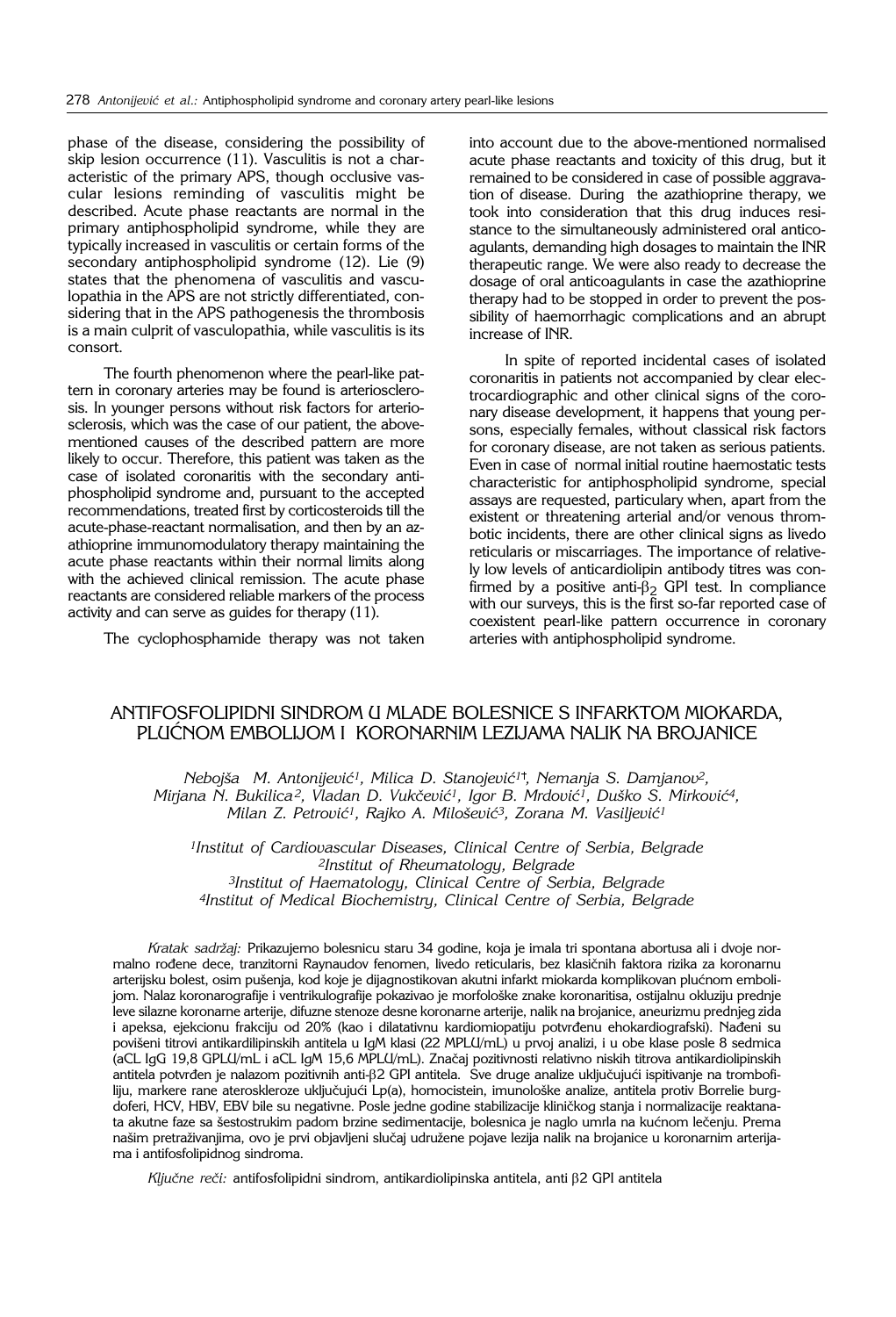phase of the disease, considering the possibility of skip lesion occurrence (11). Vasculitis is not a characteristic of the primary APS, though occlusive vascular lesions reminding of vasculitis might be described. Acute phase reactants are normal in the primary antiphospholipid syndrome, while they are typically increased in vasculitis or certain forms of the secondary antiphospholipid syndrome (12). Lie (9) states that the phenomena of vasculitis and vasculopathia in the APS are not strictly differentiated, considering that in the APS pathogenesis the thrombosis is a main culprit of vasculopathia, while vasculitis is its consort.

The fourth phenomenon where the pearl-like pattern in coronary arteries may be found is arteriosclerosis. In younger persons without risk factors for arteriosclerosis, which was the case of our patient, the above-mentioned causes of the described pattern are more likely to occur. Therefore, this patient was taken as the case of isolated coronaritis with the secondary antiphospholipid syndrome and, pursuant to the accepted recommendations, treated first by corticosteroids till the acute-phase-reactant normalisation, and then by an azathioprine immunomodulatory therapy maintaining the acute phase reactants within their normal limits along with the achieved clinical remission. The acute phase reactants are considered reliable markers of the process activity and can serve as guides for therapy (11).

The cyclophosphamide therapy was not taken into account due to the above-mentioned normalised acute phase reactants and toxicity of this drug, but it remained to be considered in case of possible aggravation of disease. During the azathioprine therapy, we took into consideration that this drug induces resistance to the simultaneously administered oral anticoagulants, demanding high dosages to maintain the INR therapeutic range. We were also ready to decrease the dosage of oral anticoagulants in case the azathioprine therapy had to be stopped in order to prevent the possibility of haemorrhagic complications and an abrupt increase of INR.

In spite of reported incidental cases of isolated coronaritis in patients not accompanied by clear electrocardiographic and other clinical signs of the coronary disease development, it happens that young persons, especially females, without classical risk factors for coronary disease, are not taken as serious patients. Even in case of normal initial routine haemostatic tests characteristic for antiphospholipid syndrome, special assays are requested, particulary when, apart from the existent or threatening arterial and/or venous thrombotic incidents, there are other clinical signs as livedo reticularis or miscarriages. The importance of relatively low levels of anticardiolipin antibody titres was confirmed by a positive anti-$\beta_2$ GPI test. In compliance with our surveys, this is the first so-far reported case of coexistent pearl-like pattern occurrence in coronary arteries with antiphospholipid syndrome.

## ANTIFOSFOLIPIDNI SINDROM U MLADE BOLESNICE S INFARKTOM MIOKARDA, PLUĆNOM EMBOLIJOM I KORONARNIM LEZIJAMA NALIK NA BROJANICE

*Nebojša M. Antonijević[1], Milica D. Stanojević[1†], Nemanja S. Damjanov[2], Mirjana N. Bukilica[2], Vladan D. Vukčević[1], Igor B. Mrdović[1], Duško S. Mirković[4], Milan Z. Petrović[1], Rajko A. Milošević[3], Zorana M. Vasiljević[1]*

*[1]Institut of Cardiovascular Diseases, Clinical Centre of Serbia, Belgrade*
*[2]Institut of Rheumatology, Belgrade*
*[3]Institut of Haematology, Clinical Centre of Serbia, Belgrade*
*[4]Institut of Medical Biochemistry, Clinical Centre of Serbia, Belgrade*

*Kratak sadržaj:* Prikazujemo bolesnicu staru 34 godine, koja je imala tri spontana abortusa ali i dvoje normalno rođene dece, tranzitorni Raynaudov fenomen, livedo reticularis, bez klasičnih faktora rizika za koronarnu arterijsku bolest, osim pušenja, kod koje je dijagnostikovan akutni infarkt miokarda komplikovan plućnom embolijom. Nalaz koronarografije i ventrikulografije pokazivao je morfološke znake koronaritisa, ostijalnu okluziju prednje leve silazne koronarne arterije, difuzne stenoze desne koronarne arterije, nalik na brojanice, aneurizmu prednjeg zida i apeksa, ejekcionu frakciju od 20% (kao i dilatativnu kardiomiopatiju potvrđenu ehokardiografski). Nađeni su povišeni titrovi antikardilipinskih antitela u IgM klasi (22 MPLU/mL) u prvoj analizi, i u obe klase posle 8 sedmica (aCL IgG 19,8 GPLU/mL i aCL IgM 15,6 MPLU/mL). Značaj pozitivnosti relativno niskih titrova antikardiolipinskih antitela potvrđen je nalazom pozitivnih anti-$\beta$2 GPI antitela. Sve druge analize uključujući ispitivanje na trombofiliju, markere rane ateroskleroze uključujući Lp(a), homocistein, imunološke analize, antitela protiv Borrelie burgdoferi, HCV, HBV, EBV bile su negativne. Posle jedne godine stabilizacije kliničkog stanja i normalizacije reaktanata akutne faze sa šestostrukim padom brzine sedimentacije, bolesnica je naglo umrla na kućnom lečenju. Prema našim pretraživanjima, ovo je prvi objavljeni slučaj udružene pojave lezija nalik na brojanice u koronarnim arterijama i antifosfolipidnog sindroma.

*Ključne reči:* antifosfolipidni sindrom, antikardiolipinska antitela, anti $\beta$2 GPI antitela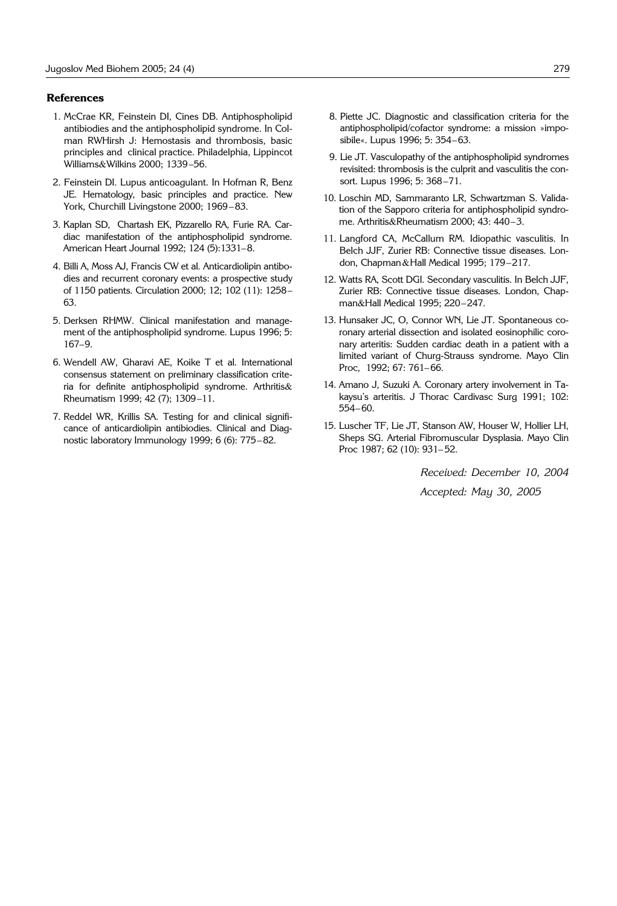### References

1. McCrae KR, Feinstein DI, Cines DB. Antiphospholipid antibiodies and the antiphospholipid syndrome. In Colman RWHirsh J: Hemostasis and thrombosis, basic principles and clinical practice. Philadelphia, Lippincot Williams&Wilkins 2000; 1339–56.
2. Feinstein DI. Lupus anticoagulant. In Hofman R, Benz JE. Hematology, basic principles and practice. New York, Churchill Livingstone 2000; 1969–83.
3. Kaplan SD, Chartash EK, Pizzarello RA, Furie RA. Cardiac manifestation of the antiphospholipid syndrome. American Heart Journal 1992; 124 (5):1331–8.
4. Billi A, Moss AJ, Francis CW et al. Anticardiolipin antibodies and recurrent coronary events: a prospective study of 1150 patients. Circulation 2000; 12; 102 (11): 1258–63.
5. Derksen RHMW. Clinical manifestation and management of the antiphospholipid syndrome. Lupus 1996; 5: 167–9.
6. Wendell AW, Gharavi AE, Koike T et al. International consensus statement on preliminary classification criteria for definite antiphospholipid syndrome. Arthritis& Rheumatism 1999; 42 (7); 1309–11.
7. Reddel WR, Krillis SA. Testing for and clinical significance of anticardiolipin antibiodies. Clinical and Diagnostic laboratory Immunology 1999; 6 (6): 775–82.
8. Piette JC. Diagnostic and classification criteria for the antiphospholipid/cofactor syndrome: a mission »impossibile«. Lupus 1996; 5: 354–63.
9. Lie JT. Vasculopathy of the antiphospholipid syndromes revisited: thrombosis is the culprit and vasculitis the consort. Lupus 1996; 5: 368–71.
10. Loschin MD, Sammaranto LR, Schwartzman S. Validation of the Sapporo criteria for antiphospholipid syndrome. Arthritis&Rheumatism 2000; 43: 440–3.
11. Langford CA, McCallum RM. Idiopathic vasculitis. In Belch JJF, Zurier RB: Connective tissue diseases. London, Chapman&Hall Medical 1995; 179–217.
12. Watts RA, Scott DGI. Secondary vasculitis. In Belch JJF, Zurier RB: Connective tissue diseases. London, Chapman&Hall Medical 1995; 220–247.
13. Hunsaker JC, O, Connor WN, Lie JT. Spontaneous coronary arterial dissection and isolated eosinophilic coronary arteritis: Sudden cardiac death in a patient with a limited variant of Churg-Strauss syndrome. Mayo Clin Proc, 1992; 67: 761–66.
14. Amano J, Suzuki A. Coronary artery involvement in Takaysu's arteritis. J Thorac Cardivasc Surg 1991; 102: 554–60.
15. Luscher TF, Lie JT, Stanson AW, Houser W, Hollier LH, Sheps SG. Arterial Fibromuscular Dysplasia. Mayo Clin Proc 1987; 62 (10): 931–52.

*Received: December 10, 2004*

*Accepted: May 30, 2005*